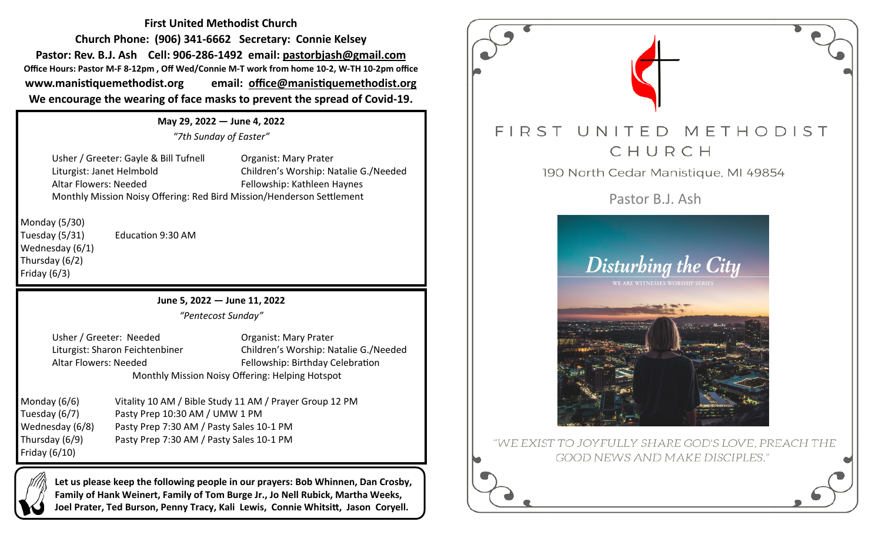**First United Methodist Church**

**Church Phone: (906) 341-6662 Secretary: Connie Kelsey**

**Pastor: Rev. B.J. Ash Cell: 906-286-1492 email: pastorbjash@gmail.com**

**Office Hours: Pastor M-F 8-12pm , Off Wed/Connie M-T work from home 10-2, W-TH 10-2pm office**

**www.manistiquemethodist.org email: office@manistiquemethodist.org**

**We encourage the wearing of face masks to prevent the spread of Covid-19.**

**May 29, 2022 — June 4, 2022**

*"7th Sunday of Easter"*

Usher / Greeter: Gayle & Bill Tufnell
Organist: Mary Prater
Liturgist: Janet Helmbold
Children's Worship: Natalie G./Needed
Altar Flowers: Needed
Fellowship: Kathleen Haynes
Monthly Mission Noisy Offering: Red Bird Mission/Henderson Settlement

| | |
|---|---|
| Monday (5/30) | |
| Tuesday (5/31) | Education 9:30 AM |
| Wednesday (6/1) | |
| Thursday (6/2) | |
| Friday (6/3) | |

**June 5, 2022 — June 11, 2022**

*"Pentecost Sunday"*

Usher / Greeter: Needed
Organist: Mary Prater
Liturgist: Sharon Feichtenbiner
Children's Worship: Natalie G./Needed
Altar Flowers: Needed
Fellowship: Birthday Celebration
Monthly Mission Noisy Offering: Helping Hotspot

| | |
|---|---|
| Monday (6/6) | Vitality 10 AM / Bible Study 11 AM / Prayer Group 12 PM |
| Tuesday (6/7) | Pasty Prep 10:30 AM / UMW 1 PM |
| Wednesday (6/8) | Pasty Prep 7:30 AM / Pasty Sales 10-1 PM |
| Thursday (6/9) | Pasty Prep 7:30 AM / Pasty Sales 10-1 PM |
| Friday (6/10) | |

**Let us please keep the following people in our prayers: Bob Whinnen, Dan Crosby, Family of Hank Weinert, Family of Tom Burge Jr., Jo Nell Rubick, Martha Weeks, Joel Prater, Ted Burson, Penny Tracy, Kali Lewis, Connie Whitsitt, Jason Coryell.**

# FIRST UNITED METHODIST CHURCH

190 North Cedar Manistique, MI 49854

Pastor B.J. Ash

Disturbing the City

WE ARE WITNESSES WORSHIP SERIES

"WE EXIST TO JOYFULLY SHARE GOD'S LOVE, PREACH THE GOOD NEWS AND MAKE DISCIPLES."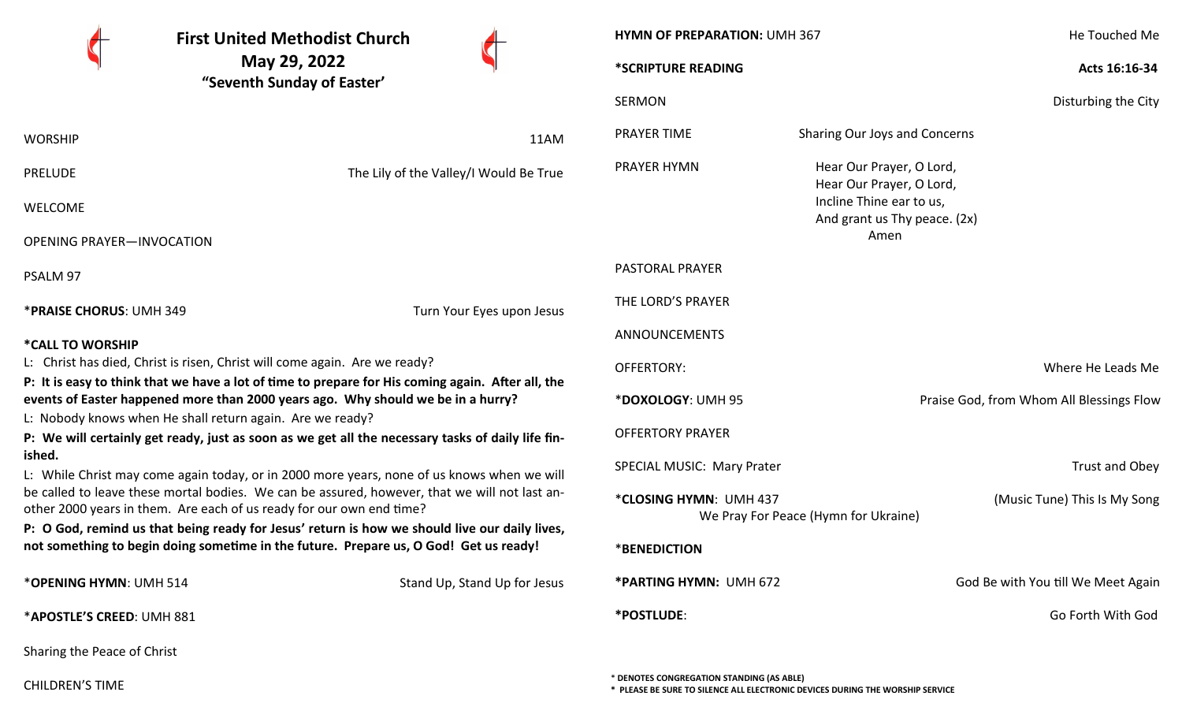# First United Methodist Church
## May 29, 2022
### "Seventh Sunday of Easter'

WORSHIP — 11AM

PRELUDE — The Lily of the Valley/I Would Be True

WELCOME

OPENING PRAYER—INVOCATION

PSALM 97

***PRAISE CHORUS**: UMH 349 — Turn Your Eyes upon Jesus

***CALL TO WORSHIP**

L: Christ has died, Christ is risen, Christ will come again. Are we ready?

**P: It is easy to think that we have a lot of time to prepare for His coming again. After all, the events of Easter happened more than 2000 years ago. Why should we be in a hurry?**

L: Nobody knows when He shall return again. Are we ready?

**P: We will certainly get ready, just as soon as we get all the necessary tasks of daily life finished.**

L: While Christ may come again today, or in 2000 more years, none of us knows when we will be called to leave these mortal bodies. We can be assured, however, that we will not last another 2000 years in them. Are each of us ready for our own end time?

**P: O God, remind us that being ready for Jesus' return is how we should live our daily lives, not something to begin doing sometime in the future. Prepare us, O God! Get us ready!**

***OPENING HYMN**: UMH 514 — Stand Up, Stand Up for Jesus

***APOSTLE'S CREED**: UMH 881

Sharing the Peace of Christ

CHILDREN'S TIME

**HYMN OF PREPARATION:** UMH 367 — He Touched Me

***SCRIPTURE READING** — **Acts 16:16-34**

SERMON — Disturbing the City

PRAYER TIME — Sharing Our Joys and Concerns

PRAYER HYMN

Hear Our Prayer, O Lord,  
Hear Our Prayer, O Lord,  
Incline Thine ear to us,  
And grant us Thy peace. (2x)  
Amen

PASTORAL PRAYER

THE LORD'S PRAYER

ANNOUNCEMENTS

OFFERTORY: — Where He Leads Me

***DOXOLOGY**: UMH 95 — Praise God, from Whom All Blessings Flow

OFFERTORY PRAYER

SPECIAL MUSIC: Mary Prater — Trust and Obey

***CLOSING HYMN**: UMH 437 — (Music Tune) This Is My Song  
We Pray For Peace (Hymn for Ukraine)

***BENEDICTION**

***PARTING HYMN:** UMH 672 — God Be with You till We Meet Again

***POSTLUDE**: — Go Forth With God

* DENOTES CONGREGATION STANDING (AS ABLE)  
* PLEASE BE SURE TO SILENCE ALL ELECTRONIC DEVICES DURING THE WORSHIP SERVICE